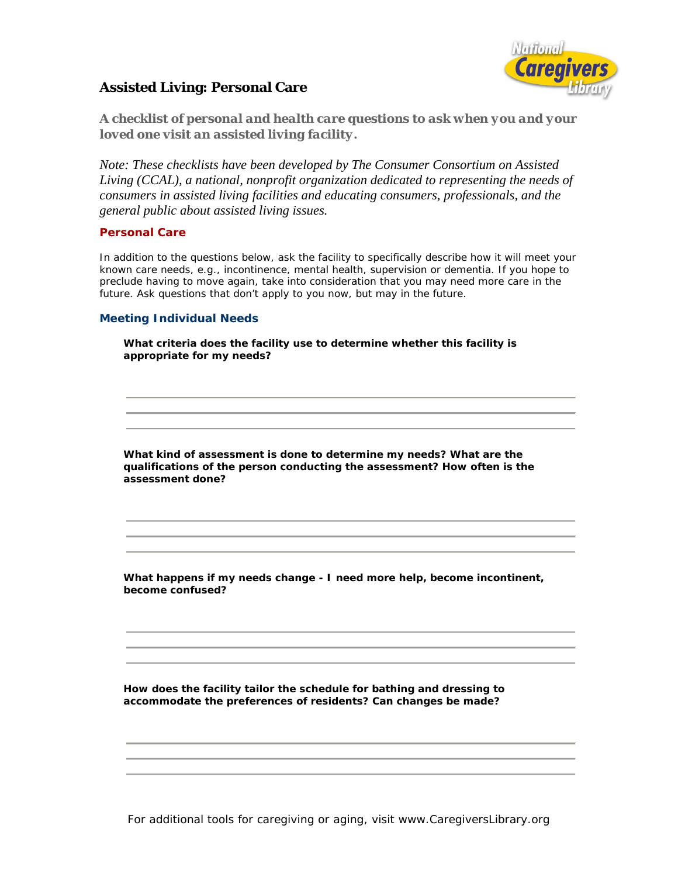# Assisted Living: Personal Care

***A checklist of personal and health care questions to ask when you and your loved one visit an assisted living facility.***

*Note: These checklists have been developed by The Consumer Consortium on Assisted Living (CCAL), a national, nonprofit organization dedicated to representing the needs of consumers in assisted living facilities and educating consumers, professionals, and the general public about assisted living issues.*

## Personal Care

In addition to the questions below, ask the facility to specifically describe how it will meet your known care needs, e.g., incontinence, mental health, supervision or dementia. If you hope to preclude having to move again, take into consideration that you may need more care in the future. Ask questions that don't apply to you now, but may in the future.

### Meeting Individual Needs

**What criteria does the facility use to determine whether this facility is appropriate for my needs?**

______________________________________________

______________________________________________

______________________________________________

**What kind of assessment is done to determine my needs? What are the qualifications of the person conducting the assessment? How often is the assessment done?**

______________________________________________

______________________________________________

______________________________________________

**What happens if my needs change - I need more help, become incontinent, become confused?**

______________________________________________

______________________________________________

______________________________________________

**How does the facility tailor the schedule for bathing and dressing to accommodate the preferences of residents? Can changes be made?**

______________________________________________

______________________________________________

______________________________________________

For additional tools for caregiving or aging, visit www.CaregiversLibrary.org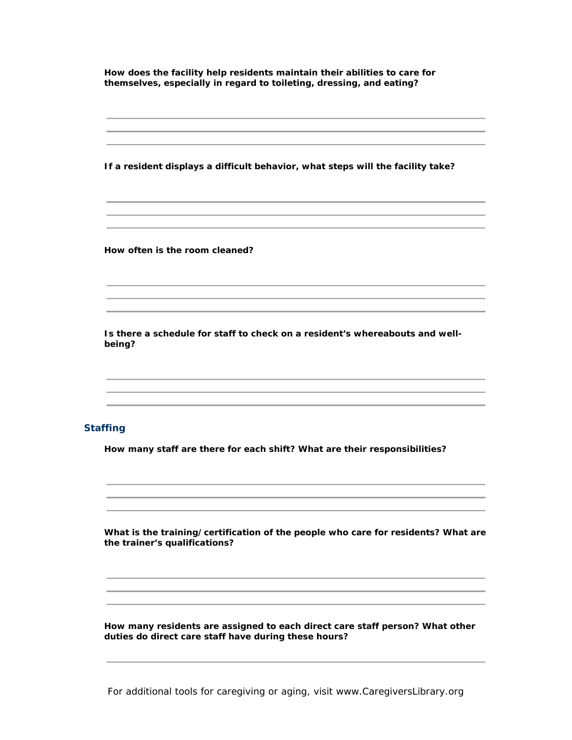**How does the facility help residents maintain their abilities to care for themselves, especially in regard to toileting, dressing, and eating?**

**If a resident displays a difficult behavior, what steps will the facility take?**

**How often is the room cleaned?**

**Is there a schedule for staff to check on a resident's whereabouts and well-being?**

## Staffing

**How many staff are there for each shift? What are their responsibilities?**

**What is the training/certification of the people who care for residents? What are the trainer's qualifications?**

**How many residents are assigned to each direct care staff person? What other duties do direct care staff have during these hours?**

For additional tools for caregiving or aging, visit www.CaregiversLibrary.org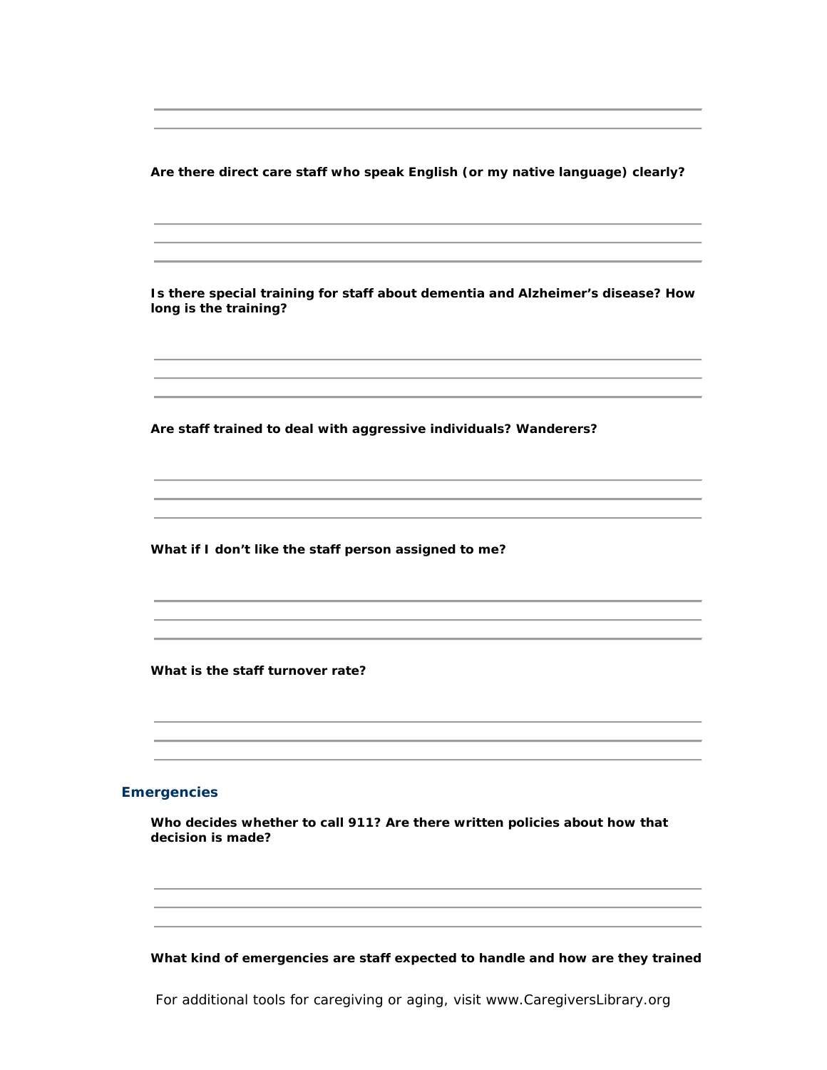**Are there direct care staff who speak English (or my native language) clearly?**

**Is there special training for staff about dementia and Alzheimer's disease? How long is the training?**

**Are staff trained to deal with aggressive individuals? Wanderers?**

**What if I don't like the staff person assigned to me?**

**What is the staff turnover rate?**

## Emergencies

**Who decides whether to call 911? Are there written policies about how that decision is made?**

**What kind of emergencies are staff expected to handle and how are they trained**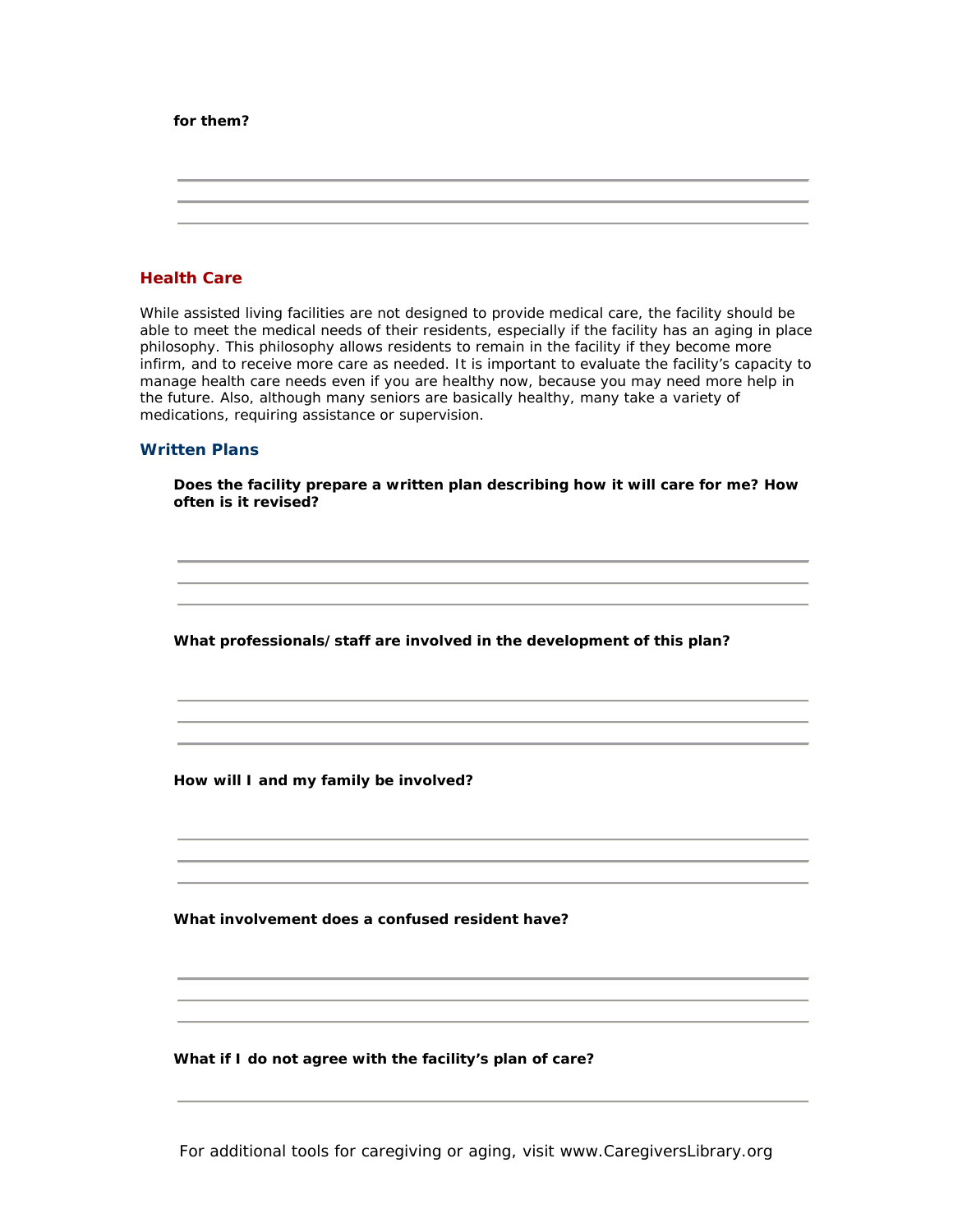**for them?**

## Health Care

While assisted living facilities are not designed to provide medical care, the facility should be able to meet the medical needs of their residents, especially if the facility has an aging in place philosophy. This philosophy allows residents to remain in the facility if they become more infirm, and to receive more care as needed. It is important to evaluate the facility's capacity to manage health care needs even if you are healthy now, because you may need more help in the future. Also, although many seniors are basically healthy, many take a variety of medications, requiring assistance or supervision.

### Written Plans

**Does the facility prepare a written plan describing how it will care for me? How often is it revised?**

**What professionals/staff are involved in the development of this plan?**

**How will I and my family be involved?**

**What involvement does a confused resident have?**

**What if I do not agree with the facility's plan of care?**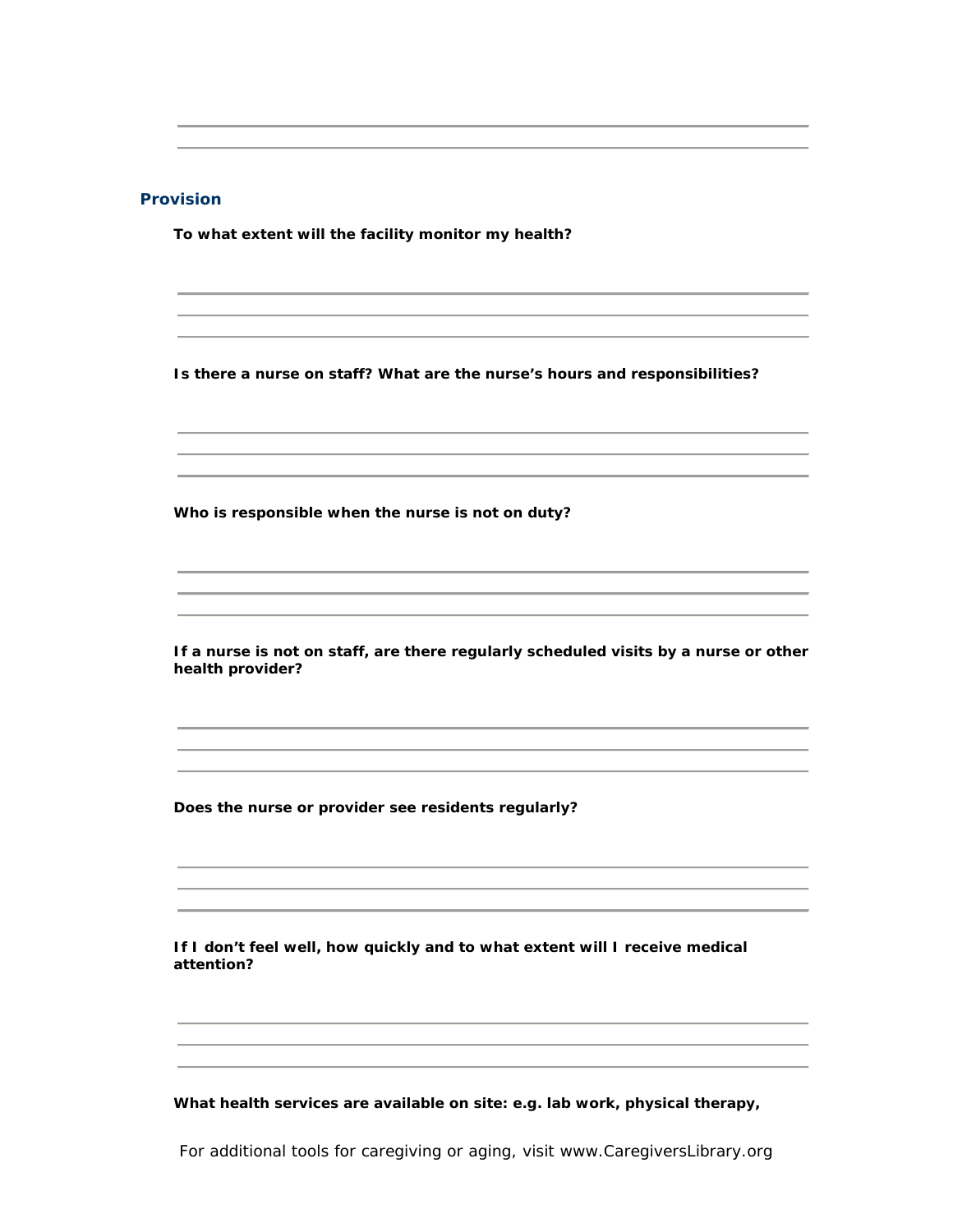## Provision

**To what extent will the facility monitor my health?**

**Is there a nurse on staff? What are the nurse's hours and responsibilities?**

**Who is responsible when the nurse is not on duty?**

**If a nurse is not on staff, are there regularly scheduled visits by a nurse or other health provider?**

**Does the nurse or provider see residents regularly?**

**If I don't feel well, how quickly and to what extent will I receive medical attention?**

**What health services are available on site: e.g. lab work, physical therapy,**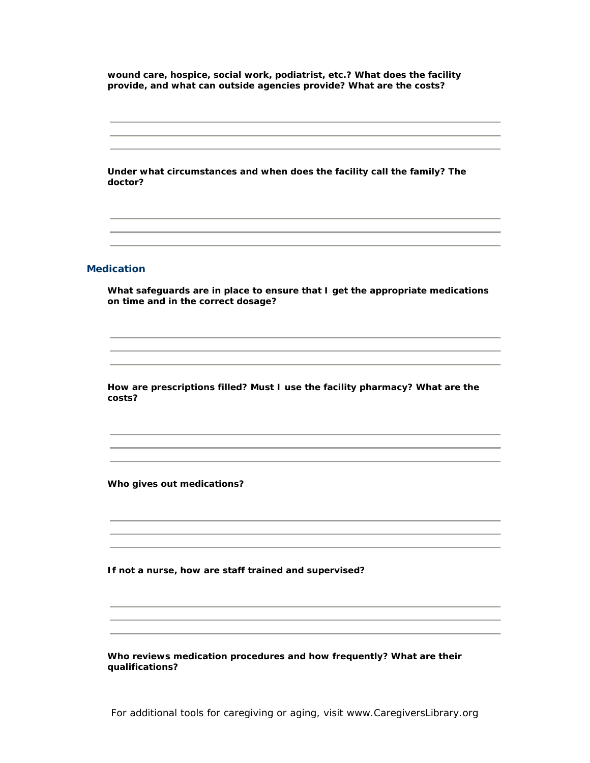**wound care, hospice, social work, podiatrist, etc.? What does the facility provide, and what can outside agencies provide? What are the costs?**

**Under what circumstances and when does the facility call the family? The doctor?**

### Medication

**What safeguards are in place to ensure that I get the appropriate medications on time and in the correct dosage?**

**How are prescriptions filled? Must I use the facility pharmacy? What are the costs?**

**Who gives out medications?**

**If not a nurse, how are staff trained and supervised?**

**Who reviews medication procedures and how frequently? What are their qualifications?**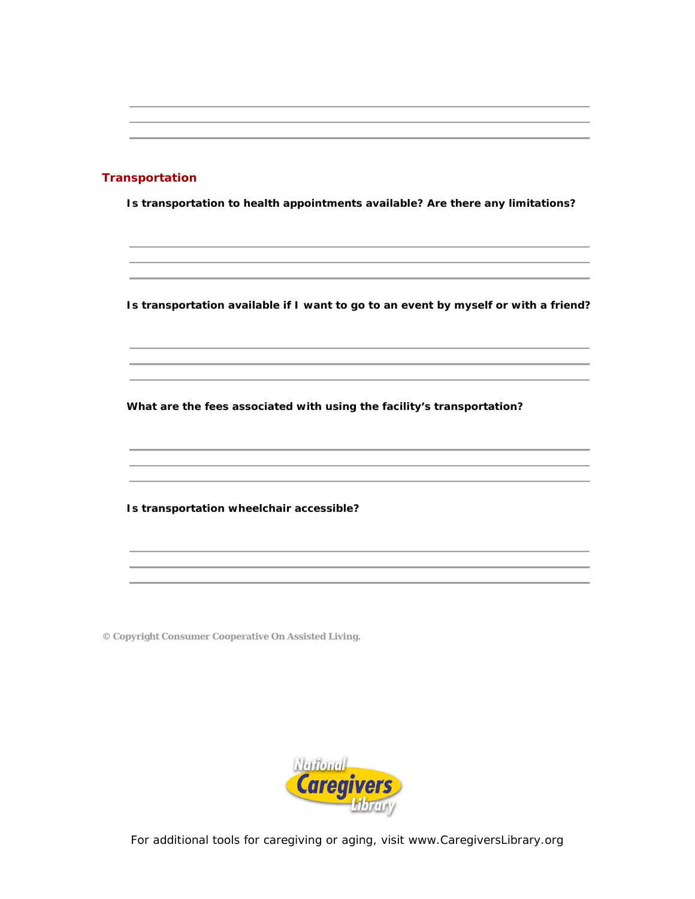## Transportation

**Is transportation to health appointments available? Are there any limitations?**

**Is transportation available if I want to go to an event by myself or with a friend?**

**What are the fees associated with using the facility's transportation?**

**Is transportation wheelchair accessible?**

© Copyright Consumer Cooperative On Assisted Living.

For additional tools for caregiving or aging, visit www.CaregiversLibrary.org